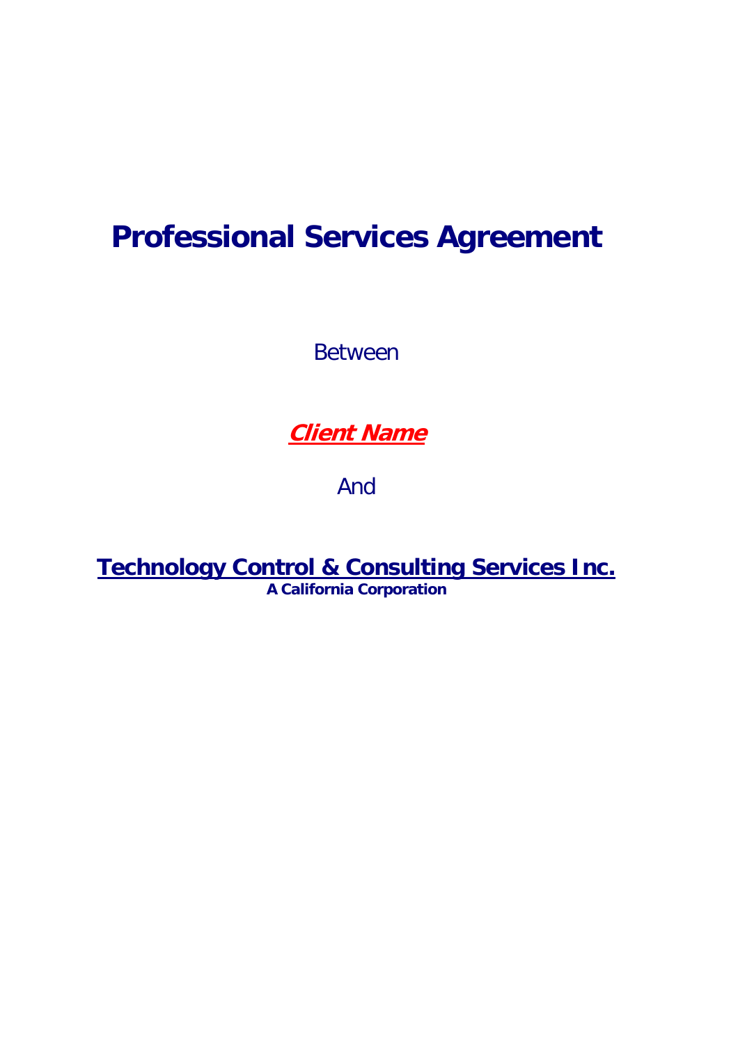# Professional Services Agreement

Between

***Client Name***

And

**Technology Control & Consulting Services Inc.**

**A California Corporation**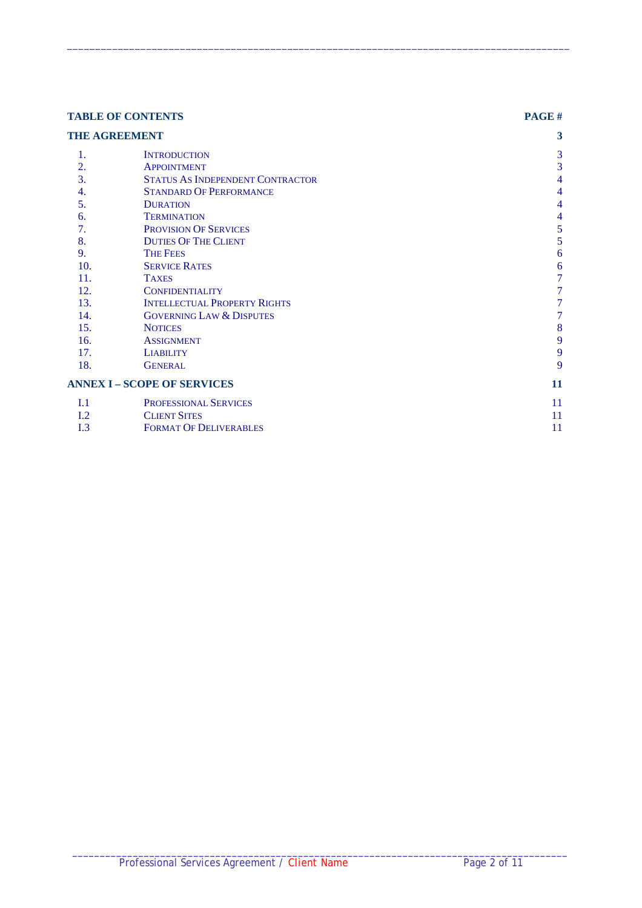| TABLE OF CONTENTS | | PAGE # |
|---|---|---|
| **THE AGREEMENT** | | **3** |
| 1. | Introduction | 3 |
| 2. | Appointment | 3 |
| 3. | Status As Independent Contractor | 4 |
| 4. | Standard Of Performance | 4 |
| 5. | Duration | 4 |
| 6. | Termination | 4 |
| 7. | Provision Of Services | 5 |
| 8. | Duties Of The Client | 5 |
| 9. | The Fees | 6 |
| 10. | Service Rates | 6 |
| 11. | Taxes | 7 |
| 12. | Confidentiality | 7 |
| 13. | Intellectual Property Rights | 7 |
| 14. | Governing Law & Disputes | 7 |
| 15. | Notices | 8 |
| 16. | Assignment | 9 |
| 17. | Liability | 9 |
| 18. | General | 9 |
| **ANNEX I – SCOPE OF SERVICES** | | **11** |
| I.1 | Professional Services | 11 |
| I.2 | Client Sites | 11 |
| I.3 | Format Of Deliverables | 11 |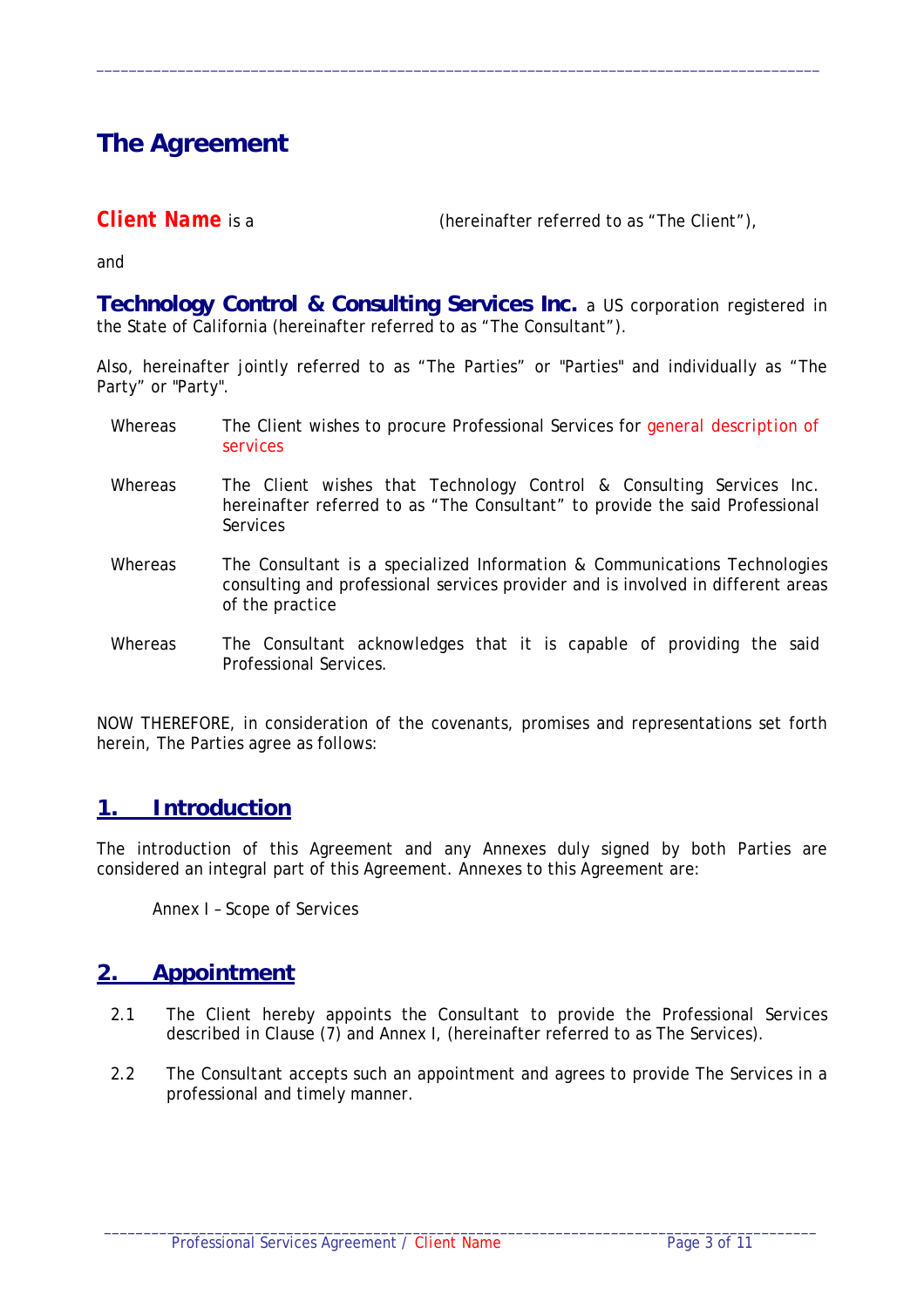# The Agreement

**Client Name** is a (hereinafter referred to as "The Client"),

and

**Technology Control & Consulting Services Inc.** a US corporation registered in the State of California (hereinafter referred to as "The Consultant").

Also, hereinafter jointly referred to as "The Parties" or "Parties" and individually as "The Party" or "Party".

Whereas The Client wishes to procure Professional Services for general description of services

Whereas The Client wishes that Technology Control & Consulting Services Inc. hereinafter referred to as "The Consultant" to provide the said Professional Services

Whereas The Consultant is a specialized Information & Communications Technologies consulting and professional services provider and is involved in different areas of the practice

Whereas The Consultant acknowledges that it is capable of providing the said Professional Services.

NOW THEREFORE, in consideration of the covenants, promises and representations set forth herein, The Parties agree as follows:

## 1. Introduction

The introduction of this Agreement and any Annexes duly signed by both Parties are considered an integral part of this Agreement. Annexes to this Agreement are:

Annex I – Scope of Services

## 2. Appointment

2.1 The Client hereby appoints the Consultant to provide the Professional Services described in Clause (7) and Annex I, (hereinafter referred to as The Services).

2.2 The Consultant accepts such an appointment and agrees to provide The Services in a professional and timely manner.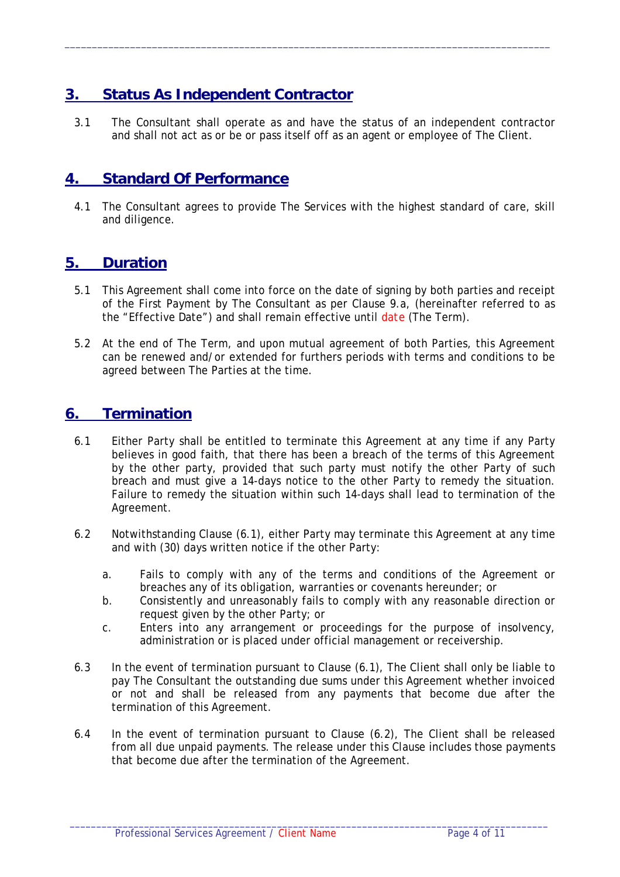## 3. Status As Independent Contractor

3.1 The Consultant shall operate as and have the status of an independent contractor and shall not act as or be or pass itself off as an agent or employee of The Client.

## 4. Standard Of Performance

4.1 The Consultant agrees to provide The Services with the highest standard of care, skill and diligence.

## 5. Duration

5.1 This Agreement shall come into force on the date of signing by both parties and receipt of the First Payment by The Consultant as per Clause 9.a, (hereinafter referred to as the "Effective Date") and shall remain effective until date (The Term).

5.2 At the end of The Term, and upon mutual agreement of both Parties, this Agreement can be renewed and/or extended for furthers periods with terms and conditions to be agreed between The Parties at the time.

## 6. Termination

6.1 Either Party shall be entitled to terminate this Agreement at any time if any Party believes in good faith, that there has been a breach of the terms of this Agreement by the other party, provided that such party must notify the other Party of such breach and must give a 14-days notice to the other Party to remedy the situation. Failure to remedy the situation within such 14-days shall lead to termination of the Agreement.

6.2 Notwithstanding Clause (6.1), either Party may terminate this Agreement at any time and with (30) days written notice if the other Party:

a. Fails to comply with any of the terms and conditions of the Agreement or breaches any of its obligation, warranties or covenants hereunder; or

b. Consistently and unreasonably fails to comply with any reasonable direction or request given by the other Party; or

c. Enters into any arrangement or proceedings for the purpose of insolvency, administration or is placed under official management or receivership.

6.3 In the event of termination pursuant to Clause (6.1), The Client shall only be liable to pay The Consultant the outstanding due sums under this Agreement whether invoiced or not and shall be released from any payments that become due after the termination of this Agreement.

6.4 In the event of termination pursuant to Clause (6.2), The Client shall be released from all due unpaid payments. The release under this Clause includes those payments that become due after the termination of the Agreement.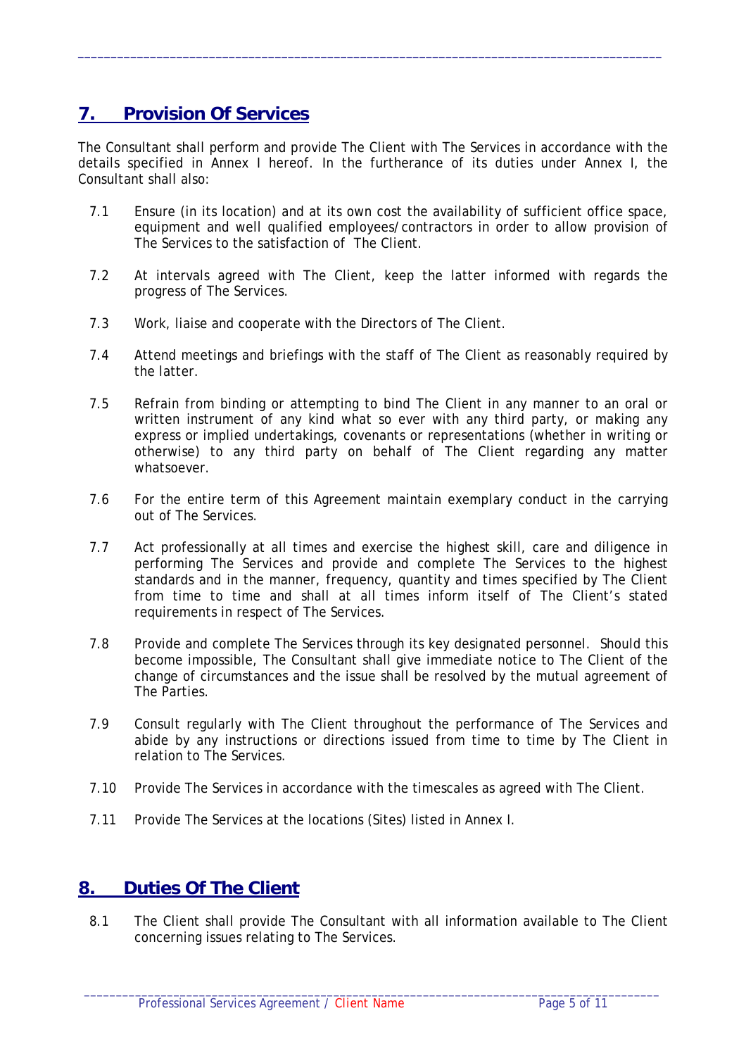## 7. Provision Of Services

The Consultant shall perform and provide The Client with The Services in accordance with the details specified in Annex I hereof. In the furtherance of its duties under Annex I, the Consultant shall also:

7.1 Ensure (in its location) and at its own cost the availability of sufficient office space, equipment and well qualified employees/contractors in order to allow provision of The Services to the satisfaction of The Client.

7.2 At intervals agreed with The Client, keep the latter informed with regards the progress of The Services.

7.3 Work, liaise and cooperate with the Directors of The Client.

7.4 Attend meetings and briefings with the staff of The Client as reasonably required by the latter.

7.5 Refrain from binding or attempting to bind The Client in any manner to an oral or written instrument of any kind what so ever with any third party, or making any express or implied undertakings, covenants or representations (whether in writing or otherwise) to any third party on behalf of The Client regarding any matter whatsoever.

7.6 For the entire term of this Agreement maintain exemplary conduct in the carrying out of The Services.

7.7 Act professionally at all times and exercise the highest skill, care and diligence in performing The Services and provide and complete The Services to the highest standards and in the manner, frequency, quantity and times specified by The Client from time to time and shall at all times inform itself of The Client's stated requirements in respect of The Services.

7.8 Provide and complete The Services through its key designated personnel. Should this become impossible, The Consultant shall give immediate notice to The Client of the change of circumstances and the issue shall be resolved by the mutual agreement of The Parties.

7.9 Consult regularly with The Client throughout the performance of The Services and abide by any instructions or directions issued from time to time by The Client in relation to The Services.

7.10 Provide The Services in accordance with the timescales as agreed with The Client.

7.11 Provide The Services at the locations (Sites) listed in Annex I.

## 8. Duties Of The Client

8.1 The Client shall provide The Consultant with all information available to The Client concerning issues relating to The Services.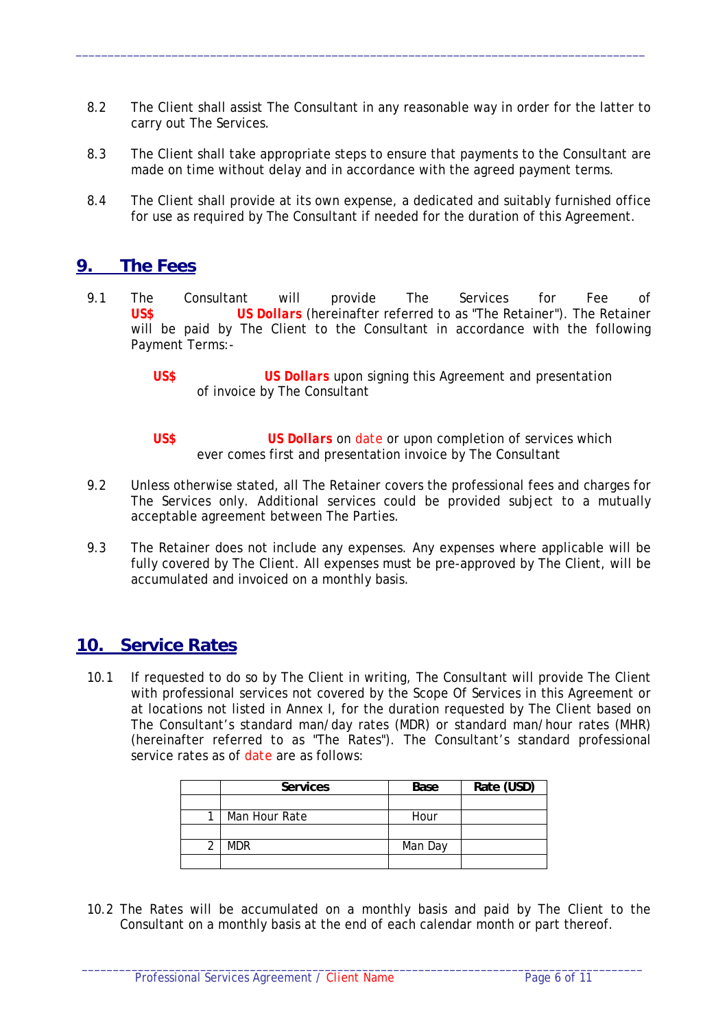8.2 The Client shall assist The Consultant in any reasonable way in order for the latter to carry out The Services.

8.3 The Client shall take appropriate steps to ensure that payments to the Consultant are made on time without delay and in accordance with the agreed payment terms.

8.4 The Client shall provide at its own expense, a dedicated and suitably furnished office for use as required by The Consultant if needed for the duration of this Agreement.

## 9. The Fees

9.1 The Consultant will provide The Services for Fee of **US$** **US Dollars** (hereinafter referred to as "The Retainer"). The Retainer will be paid by The Client to the Consultant in accordance with the following Payment Terms:-

**US$** **US Dollars** upon signing this Agreement and presentation of invoice by The Consultant

**US$** **US Dollars** on date or upon completion of services which ever comes first and presentation invoice by The Consultant

9.2 Unless otherwise stated, all The Retainer covers the professional fees and charges for The Services only. Additional services could be provided subject to a mutually acceptable agreement between The Parties.

9.3 The Retainer does not include any expenses. Any expenses where applicable will be fully covered by The Client. All expenses must be pre-approved by The Client, will be accumulated and invoiced on a monthly basis.

## 10. Service Rates

10.1 If requested to do so by The Client in writing, The Consultant will provide The Client with professional services not covered by the Scope Of Services in this Agreement or at locations not listed in Annex I, for the duration requested by The Client based on The Consultant's standard man/day rates (MDR) or standard man/hour rates (MHR) (hereinafter referred to as "The Rates"). The Consultant's standard professional service rates as of date are as follows:

| | Services | Base | Rate (USD) |
|---|---|---|---|
| | | | |
| 1 | Man Hour Rate | Hour | |
| | | | |
| 2 | MDR | Man Day | |
| | | | |

10.2 The Rates will be accumulated on a monthly basis and paid by The Client to the Consultant on a monthly basis at the end of each calendar month or part thereof.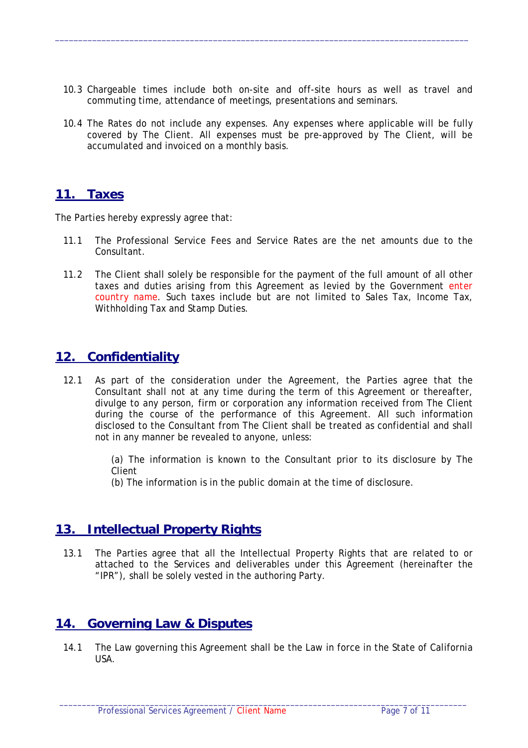10.3 Chargeable times include both on-site and off-site hours as well as travel and commuting time, attendance of meetings, presentations and seminars.

10.4 The Rates do not include any expenses. Any expenses where applicable will be fully covered by The Client. All expenses must be pre-approved by The Client, will be accumulated and invoiced on a monthly basis.

## 11. Taxes

The Parties hereby expressly agree that:

11.1 The Professional Service Fees and Service Rates are the net amounts due to the Consultant.

11.2 The Client shall solely be responsible for the payment of the full amount of all other taxes and duties arising from this Agreement as levied by the Government enter country name. Such taxes include but are not limited to Sales Tax, Income Tax, Withholding Tax and Stamp Duties.

## 12. Confidentiality

12.1 As part of the consideration under the Agreement, the Parties agree that the Consultant shall not at any time during the term of this Agreement or thereafter, divulge to any person, firm or corporation any information received from The Client during the course of the performance of this Agreement. All such information disclosed to the Consultant from The Client shall be treated as confidential and shall not in any manner be revealed to anyone, unless:

(a) The information is known to the Consultant prior to its disclosure by The Client
(b) The information is in the public domain at the time of disclosure.

## 13. Intellectual Property Rights

13.1 The Parties agree that all the Intellectual Property Rights that are related to or attached to the Services and deliverables under this Agreement (hereinafter the "IPR"), shall be solely vested in the authoring Party.

## 14. Governing Law & Disputes

14.1 The Law governing this Agreement shall be the Law in force in the State of California USA.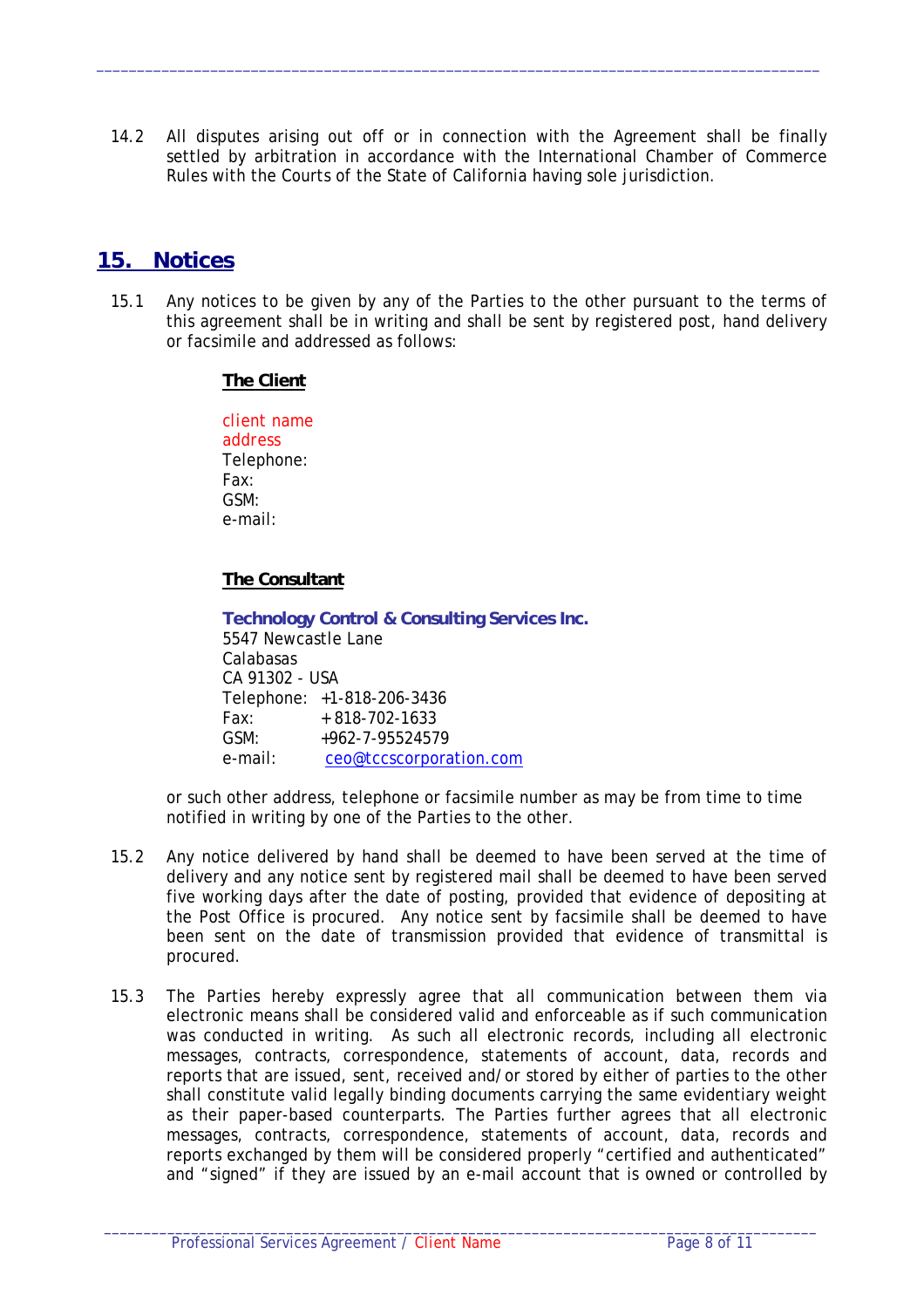14.2 All disputes arising out off or in connection with the Agreement shall be finally settled by arbitration in accordance with the International Chamber of Commerce Rules with the Courts of the State of California having sole jurisdiction.

## 15. Notices

15.1 Any notices to be given by any of the Parties to the other pursuant to the terms of this agreement shall be in writing and shall be sent by registered post, hand delivery or facsimile and addressed as follows:

**The Client**

client name
address
Telephone:
Fax:
GSM:
e-mail:

**The Consultant**

**Technology Control & Consulting Services Inc.**
5547 Newcastle Lane
Calabasas
CA 91302 - USA
Telephone: +1-818-206-3436
Fax: + 818-702-1633
GSM: +962-7-95524579
e-mail: ceo@tccscorporation.com

or such other address, telephone or facsimile number as may be from time to time notified in writing by one of the Parties to the other.

15.2 Any notice delivered by hand shall be deemed to have been served at the time of delivery and any notice sent by registered mail shall be deemed to have been served five working days after the date of posting, provided that evidence of depositing at the Post Office is procured. Any notice sent by facsimile shall be deemed to have been sent on the date of transmission provided that evidence of transmittal is procured.

15.3 The Parties hereby expressly agree that all communication between them via electronic means shall be considered valid and enforceable as if such communication was conducted in writing. As such all electronic records, including all electronic messages, contracts, correspondence, statements of account, data, records and reports that are issued, sent, received and/or stored by either of parties to the other shall constitute valid legally binding documents carrying the same evidentiary weight as their paper-based counterparts. The Parties further agrees that all electronic messages, contracts, correspondence, statements of account, data, records and reports exchanged by them will be considered properly "certified and authenticated" and "signed" if they are issued by an e-mail account that is owned or controlled by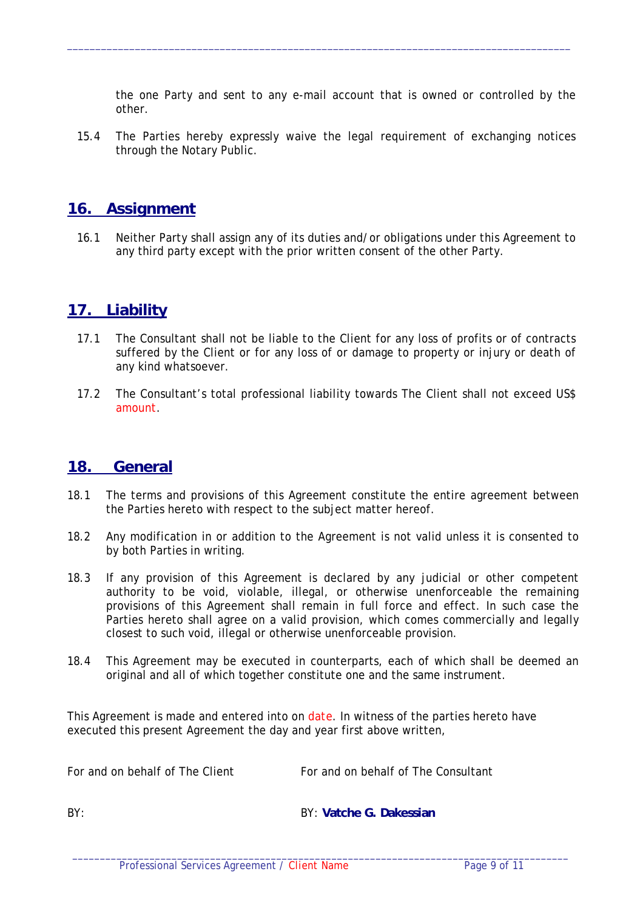the one Party and sent to any e-mail account that is owned or controlled by the other.

15.4 The Parties hereby expressly waive the legal requirement of exchanging notices through the Notary Public.

## 16. Assignment

16.1 Neither Party shall assign any of its duties and/or obligations under this Agreement to any third party except with the prior written consent of the other Party.

## 17. Liability

17.1 The Consultant shall not be liable to the Client for any loss of profits or of contracts suffered by the Client or for any loss of or damage to property or injury or death of any kind whatsoever.

17.2 The Consultant's total professional liability towards The Client shall not exceed US$ amount.

## 18. General

18.1 The terms and provisions of this Agreement constitute the entire agreement between the Parties hereto with respect to the subject matter hereof.

18.2 Any modification in or addition to the Agreement is not valid unless it is consented to by both Parties in writing.

18.3 If any provision of this Agreement is declared by any judicial or other competent authority to be void, violable, illegal, or otherwise unenforceable the remaining provisions of this Agreement shall remain in full force and effect. In such case the Parties hereto shall agree on a valid provision, which comes commercially and legally closest to such void, illegal or otherwise unenforceable provision.

18.4 This Agreement may be executed in counterparts, each of which shall be deemed an original and all of which together constitute one and the same instrument.

This Agreement is made and entered into on date. In witness of the parties hereto have executed this present Agreement the day and year first above written,

| For and on behalf of The Client | For and on behalf of The Consultant |
|---|---|
| BY: | BY: **Vatche G. Dakessian** |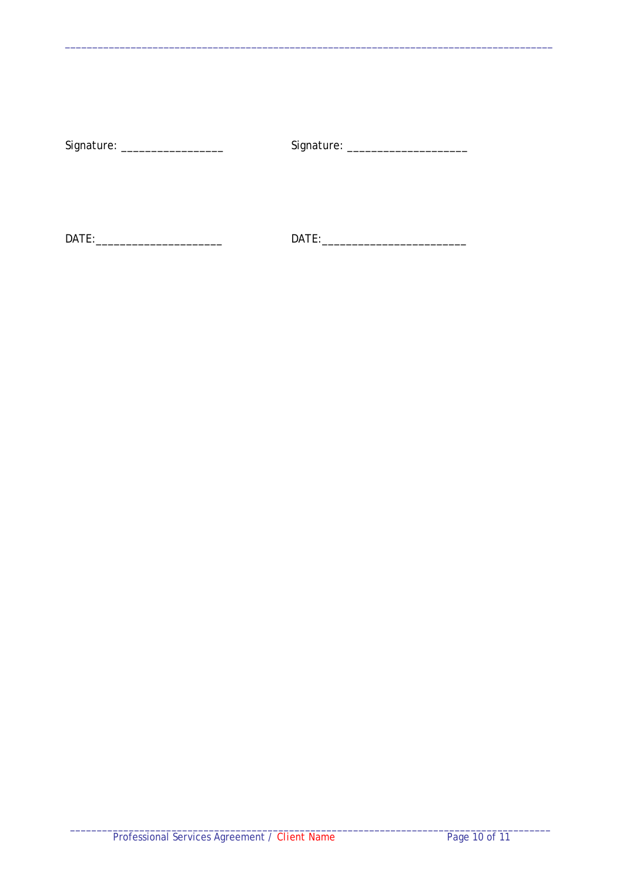Signature: _________________ Signature: ____________________

DATE:_____________________ DATE:________________________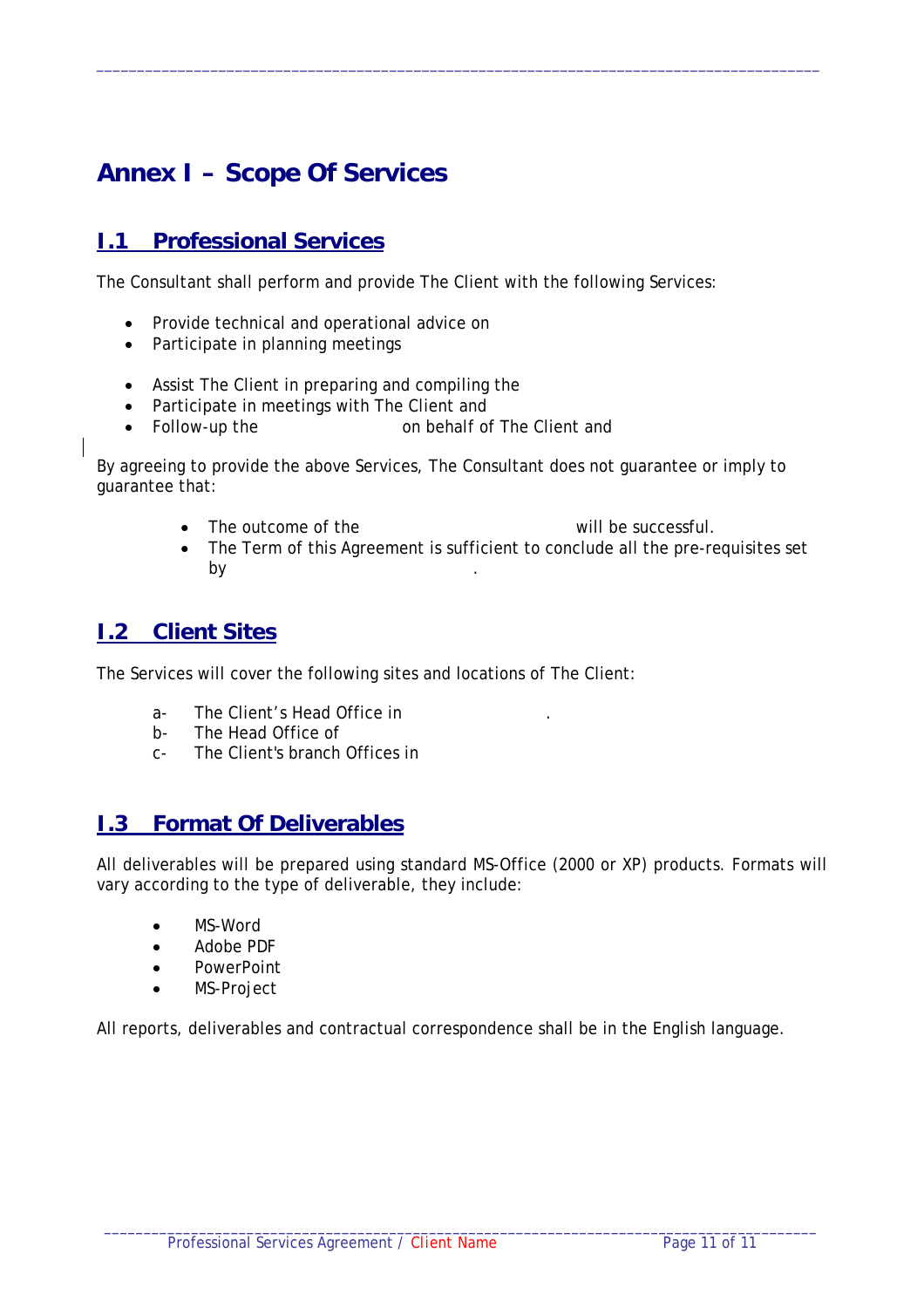# Annex I – Scope Of Services

## I.1 Professional Services

The Consultant shall perform and provide The Client with the following Services:

- Provide technical and operational advice on
- Participate in planning meetings

- Assist The Client in preparing and compiling the
- Participate in meetings with The Client and
- Follow-up the on behalf of The Client and

By agreeing to provide the above Services, The Consultant does not guarantee or imply to guarantee that:

- The outcome of the will be successful.
- The Term of this Agreement is sufficient to conclude all the pre-requisites set by .

## I.2 Client Sites

The Services will cover the following sites and locations of The Client:

a- The Client's Head Office in .
b- The Head Office of
c- The Client's branch Offices in

## I.3 Format Of Deliverables

All deliverables will be prepared using standard MS-Office (2000 or XP) products. Formats will vary according to the type of deliverable, they include:

- MS-Word
- Adobe PDF
- PowerPoint
- MS-Project

All reports, deliverables and contractual correspondence shall be in the English language.